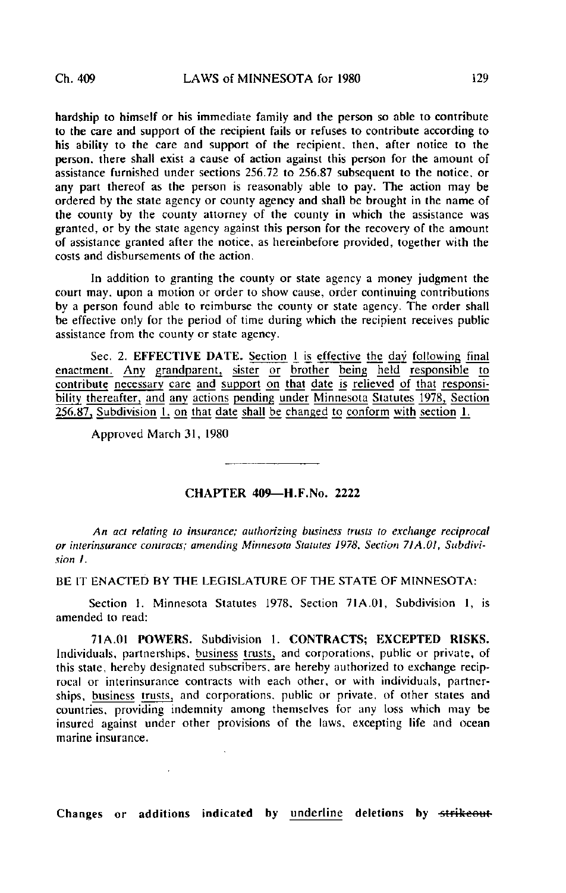hardship to himself or his immediate family and the person so able to contribute to the care and support of the recipient fails or refuses to contribute according to his ability to the care and support of the recipient, then, after notice to the person, there shall exist a cause of action against this person for the amount of assistance furnished under sections 256.72 to 256.87 subsequent to the notice, or any part thereof as the person is reasonably able to pay. The action may be ordered by the state agency or county agency and shall be brought in the name of the county by the county attorney of the county in which the assistance was granted, or by the state agency against this person for the recovery of the amount of assistance granted after the notice, as hereinbefore provided, together with the costs and disbursements of the action.

In addition to granting the county or state agency a money judgment the court may, upon a motion or order to show cause, order continuing contributions by a person found able to reimburse the county or state agency. The order shall be effective only for the period of time during which the recipient receives public assistance from the county or state agency.

Sec. 2. **EFFECTIVE DATE.** <u>Section 1 is effective the day following final enactment. Any grandparent, sister or brother being held responsible to contribute necessary care and support on that date is relieved of that responsibility thereafter, and any actions pending under Minnesota Statutes 1978, Section 256.87, Subdivision 1, on that date shall be changed to conform with section 1.</u>

Approved March 31, 1980

## CHAPTER 409—H.F.No. 2222

*An act relating to insurance; authorizing business trusts to exchange reciprocal or interinsurance contracts; amending Minnesota Statutes 1978, Section 71A.01, Subdivision 1.*

BE IT ENACTED BY THE LEGISLATURE OF THE STATE OF MINNESOTA:

Section 1. Minnesota Statutes 1978, Section 71A.01, Subdivision 1, is amended to read:

71A.01 **POWERS.** Subdivision 1. **CONTRACTS; EXCEPTED RISKS.** Individuals, partnerships, <u>business trusts,</u> and corporations, public or private, of this state, hereby designated subscribers, are hereby authorized to exchange reciprocal or interinsurance contracts with each other, or with individuals, partnerships, <u>business trusts,</u> and corporations, public or private, of other states and countries, providing indemnity among themselves for any loss which may be insured against under other provisions of the laws, excepting life and ocean marine insurance.

Changes or additions indicated by <u>underline</u> deletions by ~~strikeout~~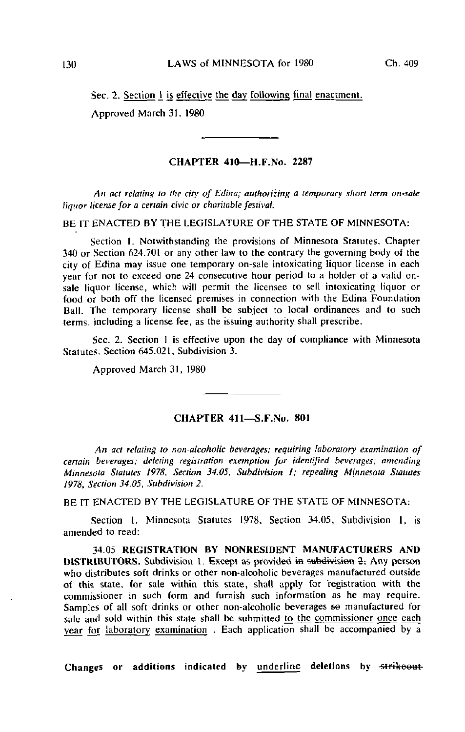Sec. 2. <u>Section 1 is effective the day following final enactment.</u>

Approved March 31, 1980

## CHAPTER 410—H.F.No. 2287

*An act relating to the city of Edina; authorizing a temporary short term on-sale liquor license for a certain civic or charitable festival.*

BE IT ENACTED BY THE LEGISLATURE OF THE STATE OF MINNESOTA:

Section 1. Notwithstanding the provisions of Minnesota Statutes, Chapter 340 or Section 624.701 or any other law to the contrary the governing body of the city of Edina may issue one temporary on-sale intoxicating liquor license in each year for not to exceed one 24 consecutive hour period to a holder of a valid on-sale liquor license, which will permit the licensee to sell intoxicating liquor or food or both off the licensed premises in connection with the Edina Foundation Ball. The temporary license shall be subject to local ordinances and to such terms, including a license fee, as the issuing authority shall prescribe.

Sec. 2. Section 1 is effective upon the day of compliance with Minnesota Statutes, Section 645.021, Subdivision 3.

Approved March 31, 1980

## CHAPTER 411—S.F.No. 801

*An act relating to non-alcoholic beverages; requiring laboratory examination of certain beverages; deleting registration exemption for identified beverages; amending Minnesota Statutes 1978, Section 34.05, Subdivision 1; repealing Minnesota Statutes 1978, Section 34.05, Subdivision 2.*

BE IT ENACTED BY THE LEGISLATURE OF THE STATE OF MINNESOTA:

Section 1. Minnesota Statutes 1978, Section 34.05, Subdivision 1, is amended to read:

34.05 **REGISTRATION BY NONRESIDENT MANUFACTURERS AND DISTRIBUTORS.** Subdivision 1. ~~Except as provided in subdivision 2,~~ Any person who distributes soft drinks or other non-alcoholic beverages manufactured outside of this state, for sale within this state, shall apply for registration with the commissioner in such form and furnish such information as he may require. Samples of all soft drinks or other non-alcoholic beverages ~~so~~ manufactured for sale and sold within this state shall be submitted <u>to the commissioner once each year for laboratory examination</u> . Each application shall be accompanied by a

Changes or additions indicated by <u>underline</u> deletions by ~~strikeout~~